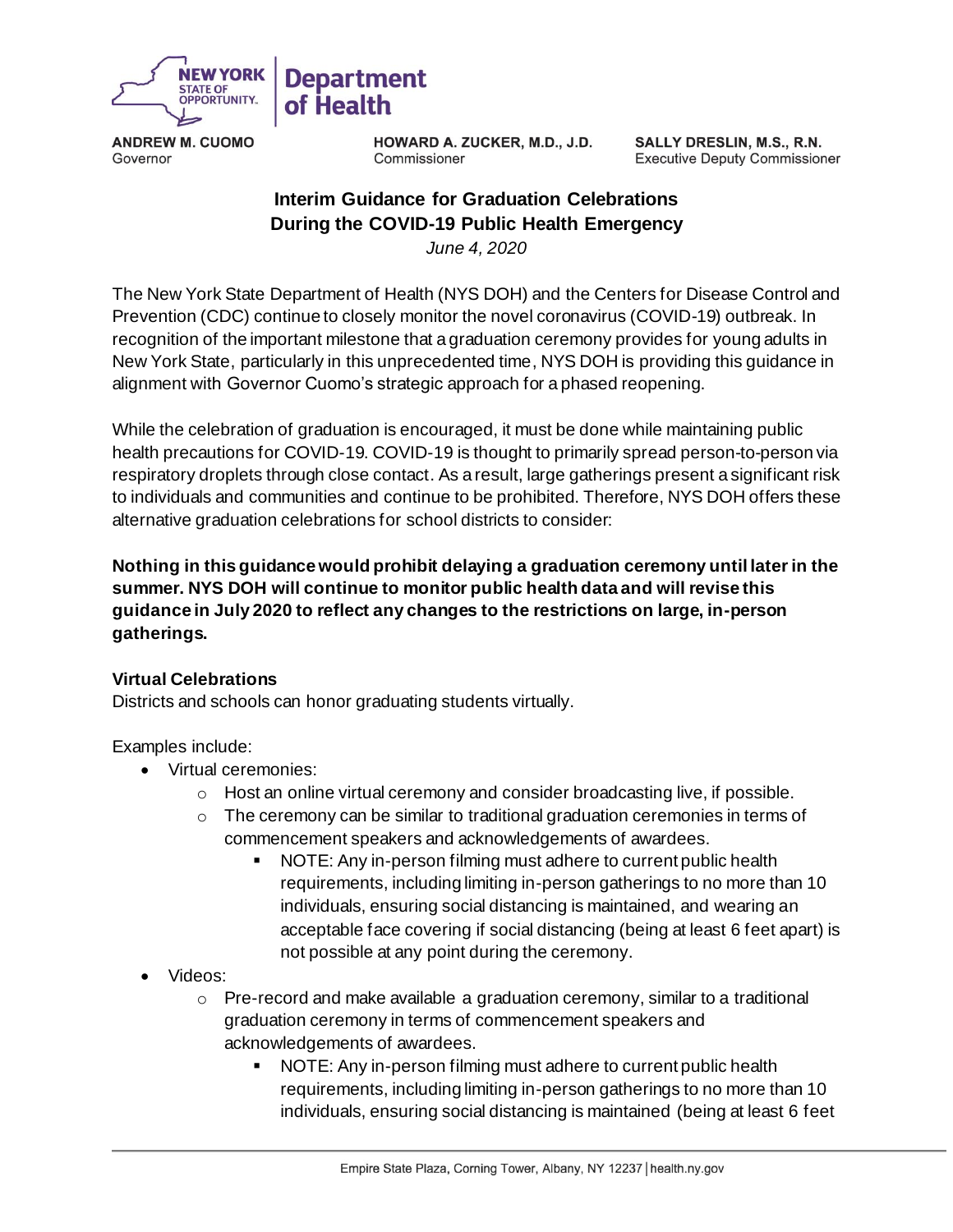NEW YORK STATE OF OPPORTUNITY. | Department of Health

**ANDREW M. CUOMO**
Governor

**HOWARD A. ZUCKER, M.D., J.D.**
Commissioner

**SALLY DRESLIN, M.S., R.N.**
Executive Deputy Commissioner

# Interim Guidance for Graduation Celebrations During the COVID-19 Public Health Emergency

*June 4, 2020*

The New York State Department of Health (NYS DOH) and the Centers for Disease Control and Prevention (CDC) continue to closely monitor the novel coronavirus (COVID-19) outbreak. In recognition of the important milestone that a graduation ceremony provides for young adults in New York State, particularly in this unprecedented time, NYS DOH is providing this guidance in alignment with Governor Cuomo's strategic approach for a phased reopening.

While the celebration of graduation is encouraged, it must be done while maintaining public health precautions for COVID-19. COVID-19 is thought to primarily spread person-to-person via respiratory droplets through close contact. As a result, large gatherings present a significant risk to individuals and communities and continue to be prohibited. Therefore, NYS DOH offers these alternative graduation celebrations for school districts to consider:

**Nothing in this guidance would prohibit delaying a graduation ceremony until later in the summer. NYS DOH will continue to monitor public health data and will revise this guidance in July 2020 to reflect any changes to the restrictions on large, in-person gatherings.**

### Virtual Celebrations

Districts and schools can honor graduating students virtually.

Examples include:

- Virtual ceremonies:
  - Host an online virtual ceremony and consider broadcasting live, if possible.
  - The ceremony can be similar to traditional graduation ceremonies in terms of commencement speakers and acknowledgements of awardees.
    - NOTE: Any in-person filming must adhere to current public health requirements, including limiting in-person gatherings to no more than 10 individuals, ensuring social distancing is maintained, and wearing an acceptable face covering if social distancing (being at least 6 feet apart) is not possible at any point during the ceremony.
- Videos:
  - Pre-record and make available a graduation ceremony, similar to a traditional graduation ceremony in terms of commencement speakers and acknowledgements of awardees.
    - NOTE: Any in-person filming must adhere to current public health requirements, including limiting in-person gatherings to no more than 10 individuals, ensuring social distancing is maintained (being at least 6 feet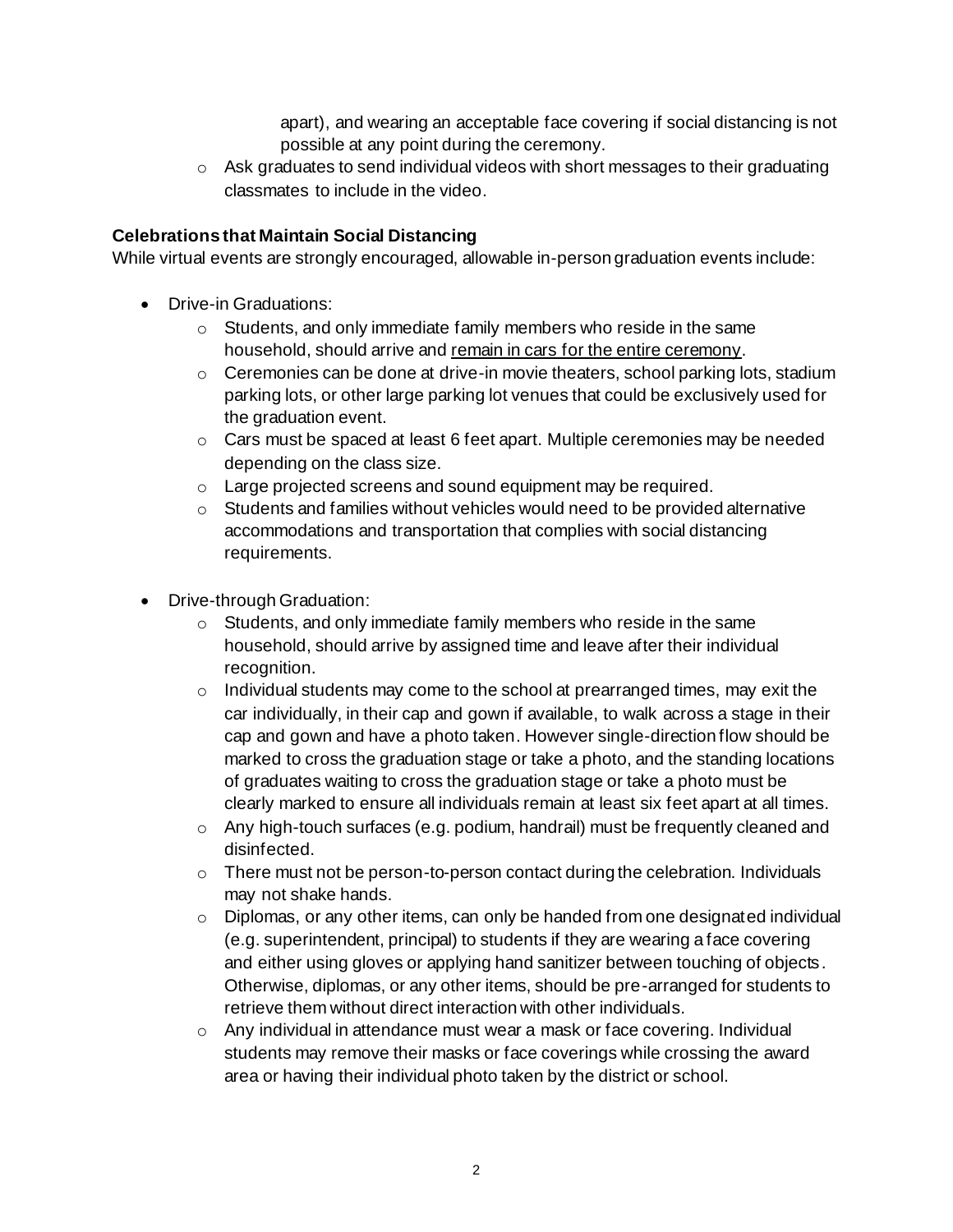apart), and wearing an acceptable face covering if social distancing is not possible at any point during the ceremony.

- Ask graduates to send individual videos with short messages to their graduating classmates to include in the video.

**Celebrations that Maintain Social Distancing**

While virtual events are strongly encouraged, allowable in-person graduation events include:

- Drive-in Graduations:
  - Students, and only immediate family members who reside in the same household, should arrive and <u>remain in cars for the entire ceremony</u>.
  - Ceremonies can be done at drive-in movie theaters, school parking lots, stadium parking lots, or other large parking lot venues that could be exclusively used for the graduation event.
  - Cars must be spaced at least 6 feet apart. Multiple ceremonies may be needed depending on the class size.
  - Large projected screens and sound equipment may be required.
  - Students and families without vehicles would need to be provided alternative accommodations and transportation that complies with social distancing requirements.

- Drive-through Graduation:
  - Students, and only immediate family members who reside in the same household, should arrive by assigned time and leave after their individual recognition.
  - Individual students may come to the school at prearranged times, may exit the car individually, in their cap and gown if available, to walk across a stage in their cap and gown and have a photo taken. However single-direction flow should be marked to cross the graduation stage or take a photo, and the standing locations of graduates waiting to cross the graduation stage or take a photo must be clearly marked to ensure all individuals remain at least six feet apart at all times.
  - Any high-touch surfaces (e.g. podium, handrail) must be frequently cleaned and disinfected.
  - There must not be person-to-person contact during the celebration. Individuals may not shake hands.
  - Diplomas, or any other items, can only be handed from one designated individual (e.g. superintendent, principal) to students if they are wearing a face covering and either using gloves or applying hand sanitizer between touching of objects. Otherwise, diplomas, or any other items, should be pre-arranged for students to retrieve them without direct interaction with other individuals.
  - Any individual in attendance must wear a mask or face covering. Individual students may remove their masks or face coverings while crossing the award area or having their individual photo taken by the district or school.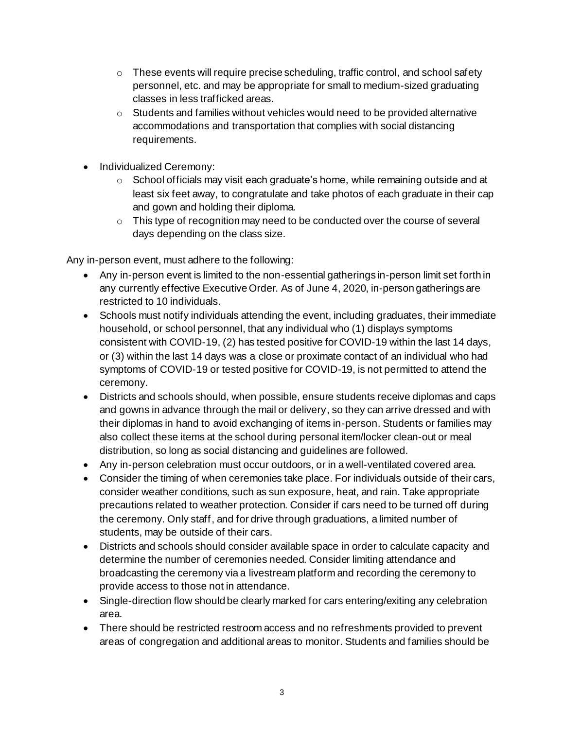- These events will require precise scheduling, traffic control, and school safety personnel, etc. and may be appropriate for small to medium-sized graduating classes in less trafficked areas.
    - Students and families without vehicles would need to be provided alternative accommodations and transportation that complies with social distancing requirements.

- Individualized Ceremony:
    - School officials may visit each graduate's home, while remaining outside and at least six feet away, to congratulate and take photos of each graduate in their cap and gown and holding their diploma.
    - This type of recognition may need to be conducted over the course of several days depending on the class size.

Any in-person event, must adhere to the following:

- Any in-person event is limited to the non-essential gatherings in-person limit set forth in any currently effective Executive Order. As of June 4, 2020, in-person gatherings are restricted to 10 individuals.
- Schools must notify individuals attending the event, including graduates, their immediate household, or school personnel, that any individual who (1) displays symptoms consistent with COVID-19, (2) has tested positive for COVID-19 within the last 14 days, or (3) within the last 14 days was a close or proximate contact of an individual who had symptoms of COVID-19 or tested positive for COVID-19, is not permitted to attend the ceremony.
- Districts and schools should, when possible, ensure students receive diplomas and caps and gowns in advance through the mail or delivery, so they can arrive dressed and with their diplomas in hand to avoid exchanging of items in-person. Students or families may also collect these items at the school during personal item/locker clean-out or meal distribution, so long as social distancing and guidelines are followed.
- Any in-person celebration must occur outdoors, or in a well-ventilated covered area.
- Consider the timing of when ceremonies take place. For individuals outside of their cars, consider weather conditions, such as sun exposure, heat, and rain. Take appropriate precautions related to weather protection. Consider if cars need to be turned off during the ceremony. Only staff, and for drive through graduations, a limited number of students, may be outside of their cars.
- Districts and schools should consider available space in order to calculate capacity and determine the number of ceremonies needed. Consider limiting attendance and broadcasting the ceremony via a livestream platform and recording the ceremony to provide access to those not in attendance.
- Single-direction flow should be clearly marked for cars entering/exiting any celebration area.
- There should be restricted restroom access and no refreshments provided to prevent areas of congregation and additional areas to monitor. Students and families should be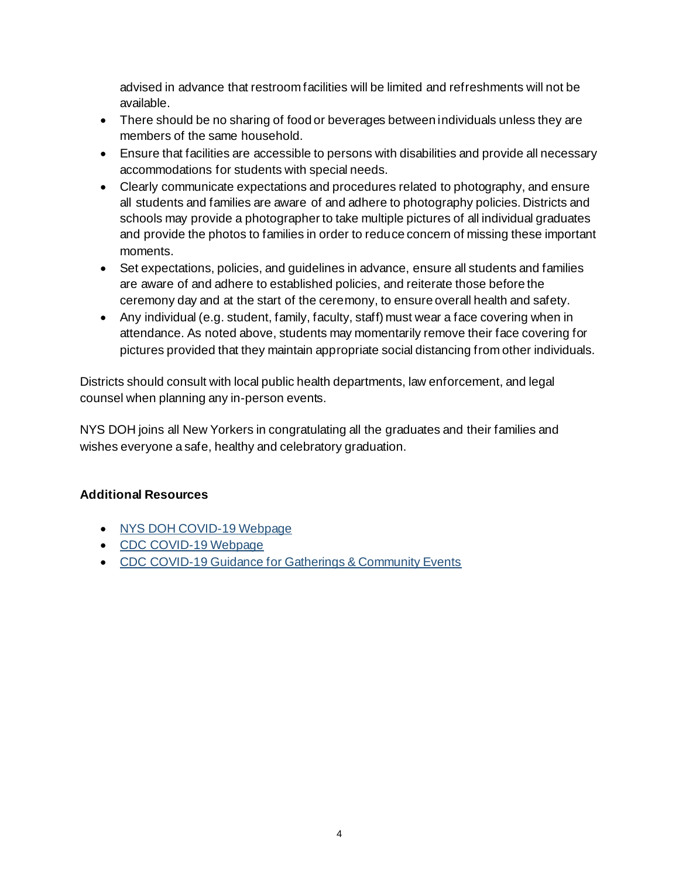advised in advance that restroom facilities will be limited and refreshments will not be available.

- There should be no sharing of food or beverages between individuals unless they are members of the same household.
- Ensure that facilities are accessible to persons with disabilities and provide all necessary accommodations for students with special needs.
- Clearly communicate expectations and procedures related to photography, and ensure all students and families are aware of and adhere to photography policies. Districts and schools may provide a photographer to take multiple pictures of all individual graduates and provide the photos to families in order to reduce concern of missing these important moments.
- Set expectations, policies, and guidelines in advance, ensure all students and families are aware of and adhere to established policies, and reiterate those before the ceremony day and at the start of the ceremony, to ensure overall health and safety.
- Any individual (e.g. student, family, faculty, staff) must wear a face covering when in attendance. As noted above, students may momentarily remove their face covering for pictures provided that they maintain appropriate social distancing from other individuals.

Districts should consult with local public health departments, law enforcement, and legal counsel when planning any in-person events.

NYS DOH joins all New Yorkers in congratulating all the graduates and their families and wishes everyone a safe, healthy and celebratory graduation.

**Additional Resources**

- NYS DOH COVID-19 Webpage
- CDC COVID-19 Webpage
- CDC COVID-19 Guidance for Gatherings & Community Events